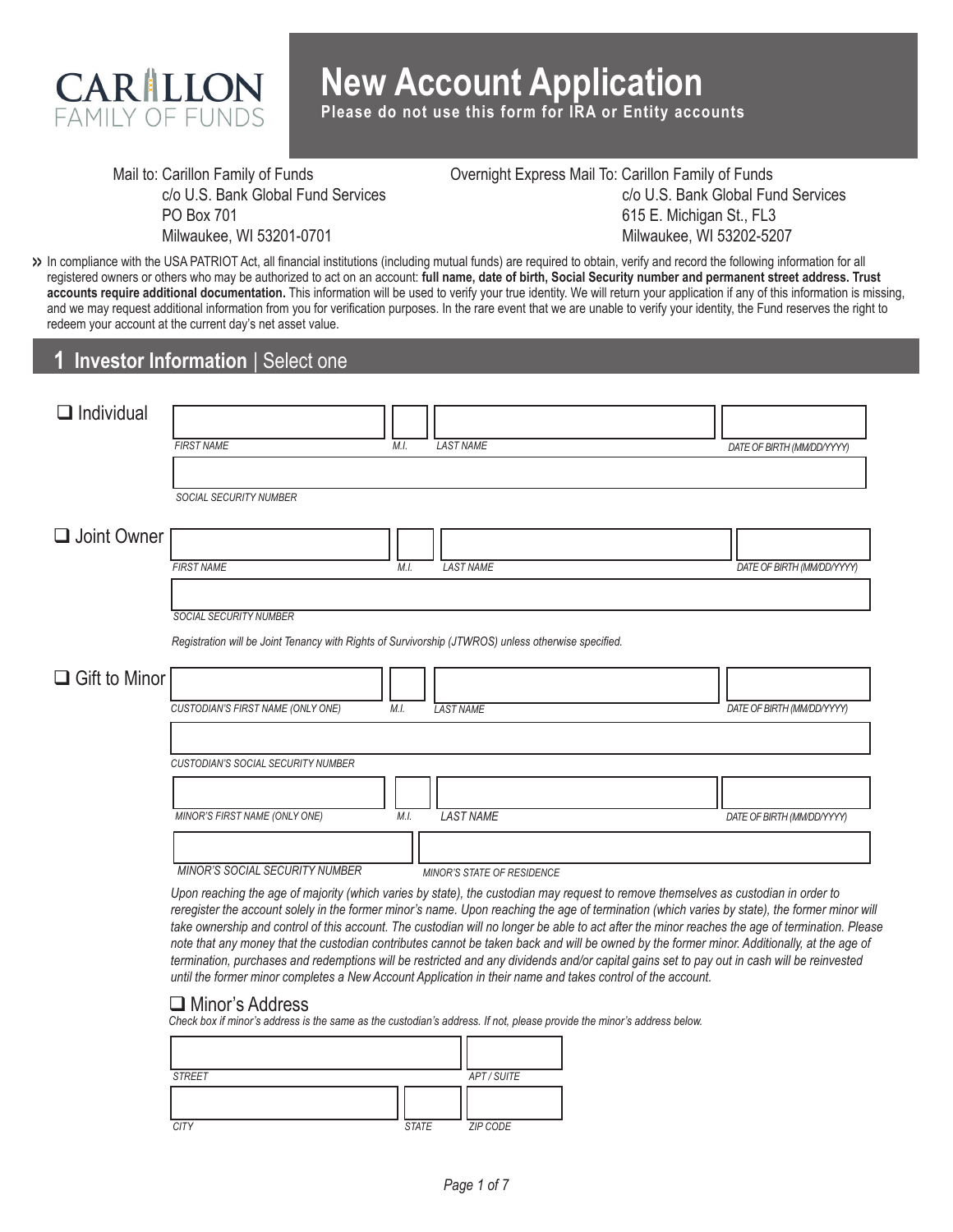# New Account Application

**Please do not use this form for IRA or Entity accounts**

CARILLON FAMILY OF FUNDS

Mail to: Carillon Family of Funds
c/o U.S. Bank Global Fund Services
PO Box 701
Milwaukee, WI 53201-0701

Overnight Express Mail To: Carillon Family of Funds
c/o U.S. Bank Global Fund Services
615 E. Michigan St., FL3
Milwaukee, WI 53202-5207

» In compliance with the USA PATRIOT Act, all financial institutions (including mutual funds) are required to obtain, verify and record the following information for all registered owners or others who may be authorized to act on an account: **full name, date of birth, Social Security number and permanent street address. Trust accounts require additional documentation.** This information will be used to verify your true identity. We will return your application if any of this information is missing, and we may request additional information from you for verification purposes. In the rare event that we are unable to verify your identity, the Fund reserves the right to redeem your account at the current day's net asset value.

## 1 Investor Information | Select one

☐ Individual

*FIRST NAME* | *M.I.* | *LAST NAME* | *DATE OF BIRTH (MM/DD/YYYY)*

*SOCIAL SECURITY NUMBER*

☐ Joint Owner

*FIRST NAME* | *M.I.* | *LAST NAME* | *DATE OF BIRTH (MM/DD/YYYY)*

*SOCIAL SECURITY NUMBER*

*Registration will be Joint Tenancy with Rights of Survivorship (JTWROS) unless otherwise specified.*

☐ Gift to Minor

*CUSTODIAN'S FIRST NAME (ONLY ONE)* | *M.I.* | *LAST NAME* | *DATE OF BIRTH (MM/DD/YYYY)*

*CUSTODIAN'S SOCIAL SECURITY NUMBER*

*MINOR'S FIRST NAME (ONLY ONE)* | *M.I.* | *LAST NAME* | *DATE OF BIRTH (MM/DD/YYYY)*

*MINOR'S SOCIAL SECURITY NUMBER* | *MINOR'S STATE OF RESIDENCE*

*Upon reaching the age of majority (which varies by state), the custodian may request to remove themselves as custodian in order to reregister the account solely in the former minor's name. Upon reaching the age of termination (which varies by state), the former minor will take ownership and control of this account. The custodian will no longer be able to act after the minor reaches the age of termination. Please note that any money that the custodian contributes cannot be taken back and will be owned by the former minor. Additionally, at the age of termination, purchases and redemptions will be restricted and any dividends and/or capital gains set to pay out in cash will be reinvested until the former minor completes a New Account Application in their name and takes control of the account.*

☐ Minor's Address

*Check box if minor's address is the same as the custodian's address. If not, please provide the minor's address below.*

*STREET* | *APT / SUITE*

*CITY* | *STATE* | *ZIP CODE*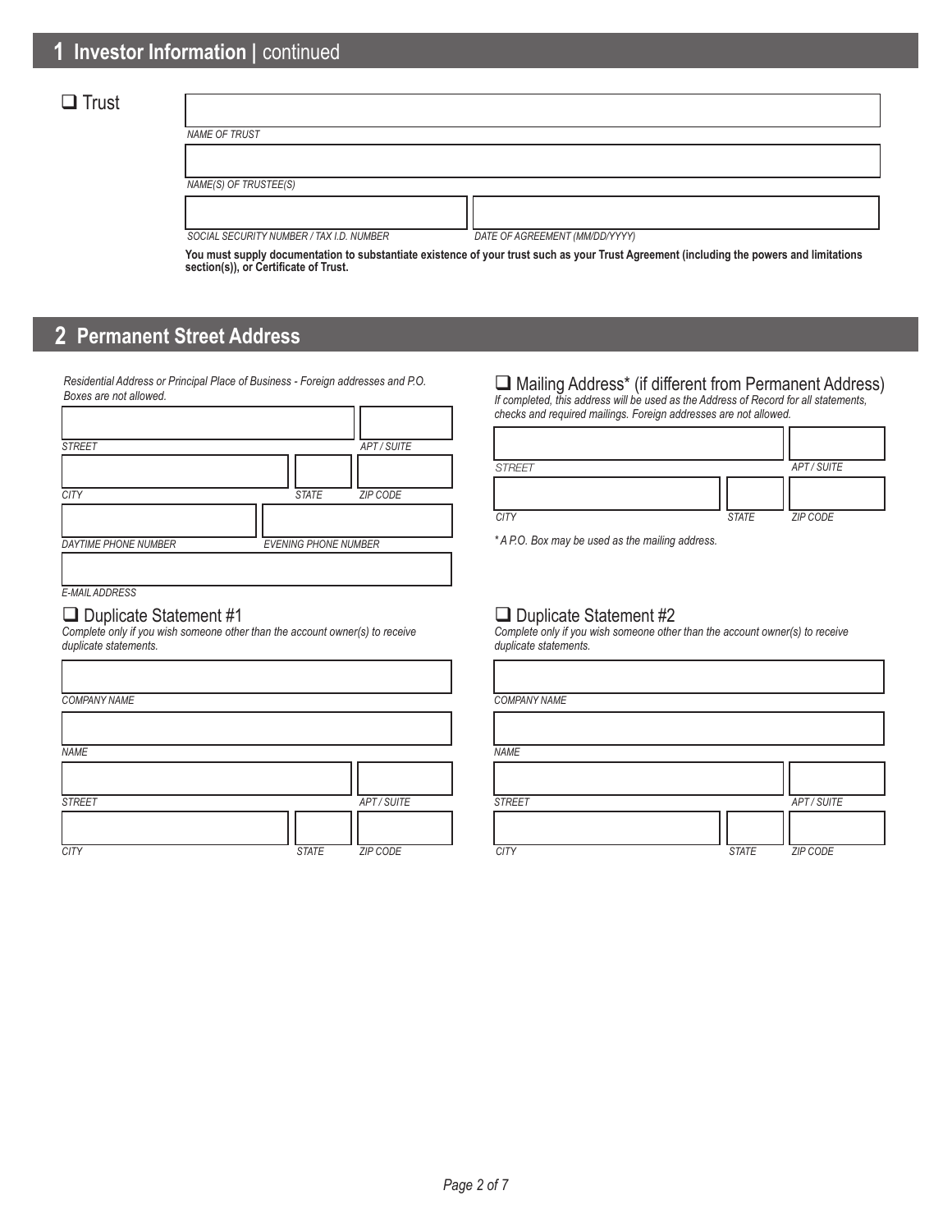## 1 Investor Information | continued

☐ Trust

NAME OF TRUST

NAME(S) OF TRUSTEE(S)

SOCIAL SECURITY NUMBER / TAX I.D. NUMBER

DATE OF AGREEMENT (MM/DD/YYYY)

**You must supply documentation to substantiate existence of your trust such as your Trust Agreement (including the powers and limitations section(s)), or Certificate of Trust.**

## 2 Permanent Street Address

*Residential Address or Principal Place of Business - Foreign addresses and P.O. Boxes are not allowed.*

STREET

APT / SUITE

CITY

STATE

ZIP CODE

DAYTIME PHONE NUMBER

EVENING PHONE NUMBER

E-MAIL ADDRESS

☐ Mailing Address* (if different from Permanent Address)

*If completed, this address will be used as the Address of Record for all statements, checks and required mailings. Foreign addresses are not allowed.*

STREET

APT / SUITE

CITY

STATE

ZIP CODE

*\* A P.O. Box may be used as the mailing address.*

☐ Duplicate Statement #1

*Complete only if you wish someone other than the account owner(s) to receive duplicate statements.*

COMPANY NAME

NAME

STREET

APT / SUITE

CITY

STATE

ZIP CODE

☐ Duplicate Statement #2

*Complete only if you wish someone other than the account owner(s) to receive duplicate statements.*

COMPANY NAME

NAME

STREET

APT / SUITE

CITY

STATE

ZIP CODE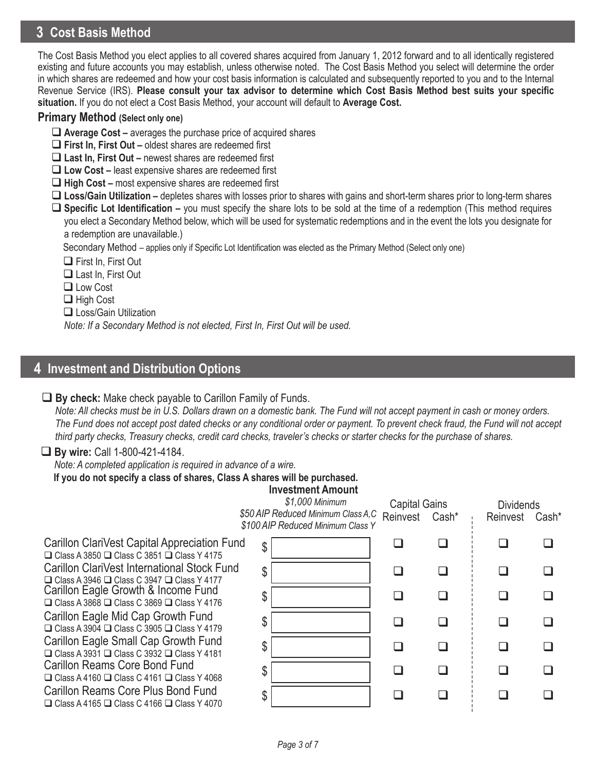## 3 Cost Basis Method

The Cost Basis Method you elect applies to all covered shares acquired from January 1, 2012 forward and to all identically registered existing and future accounts you may establish, unless otherwise noted. The Cost Basis Method you select will determine the order in which shares are redeemed and how your cost basis information is calculated and subsequently reported to you and to the Internal Revenue Service (IRS). **Please consult your tax advisor to determine which Cost Basis Method best suits your specific situation.** If you do not elect a Cost Basis Method, your account will default to **Average Cost.**

### Primary Method (Select only one)

- ❑ **Average Cost –** averages the purchase price of acquired shares
- ❑ **First In, First Out –** oldest shares are redeemed first
- ❑ **Last In, First Out –** newest shares are redeemed first
- ❑ **Low Cost –** least expensive shares are redeemed first
- ❑ **High Cost –** most expensive shares are redeemed first
- ❑ **Loss/Gain Utilization –** depletes shares with losses prior to shares with gains and short-term shares prior to long-term shares
- ❑ **Specific Lot Identification –** you must specify the share lots to be sold at the time of a redemption (This method requires you elect a Secondary Method below, which will be used for systematic redemptions and in the event the lots you designate for a redemption are unavailable.)

Secondary Method – applies only if Specific Lot Identification was elected as the Primary Method (Select only one)

- ❑ First In, First Out
- ❑ Last In, First Out
- ❑ Low Cost
- ❑ High Cost
- ❑ Loss/Gain Utilization

*Note: If a Secondary Method is not elected, First In, First Out will be used.*

## 4 Investment and Distribution Options

❑ **By check:** Make check payable to Carillon Family of Funds.

*Note: All checks must be in U.S. Dollars drawn on a domestic bank. The Fund will not accept payment in cash or money orders. The Fund does not accept post dated checks or any conditional order or payment. To prevent check fraud, the Fund will not accept third party checks, Treasury checks, credit card checks, traveler's checks or starter checks for the purchase of shares.*

❑ **By wire:** Call 1-800-421-4184.

*Note: A completed application is required in advance of a wire.*

**If you do not specify a class of shares, Class A shares will be purchased.**

| Fund | Investment Amount<br>*$1,000 Minimum*<br>*$50 AIP Reduced Minimum Class A,C*<br>*$100 AIP Reduced Minimum Class Y* | Capital Gains | | Dividends | |
|---|---|---|---|---|---|
| | | Reinvest | Cash* | Reinvest | Cash* |
| Carillon ClariVest Capital Appreciation Fund<br>❑ Class A 3850 ❑ Class C 3851 ❑ Class Y 4175 | $ | ❑ | ❑ | ❑ | ❑ |
| Carillon ClariVest International Stock Fund<br>❑ Class A 3946 ❑ Class C 3947 ❑ Class Y 4177 | $ | ❑ | ❑ | ❑ | ❑ |
| Carillon Eagle Growth & Income Fund<br>❑ Class A 3868 ❑ Class C 3869 ❑ Class Y 4176 | $ | ❑ | ❑ | ❑ | ❑ |
| Carillon Eagle Mid Cap Growth Fund<br>❑ Class A 3904 ❑ Class C 3905 ❑ Class Y 4179 | $ | ❑ | ❑ | ❑ | ❑ |
| Carillon Eagle Small Cap Growth Fund<br>❑ Class A 3931 ❑ Class C 3932 ❑ Class Y 4181 | $ | ❑ | ❑ | ❑ | ❑ |
| Carillon Reams Core Bond Fund<br>❑ Class A 4160 ❑ Class C 4161 ❑ Class Y 4068 | $ | ❑ | ❑ | ❑ | ❑ |
| Carillon Reams Core Plus Bond Fund<br>❑ Class A 4165 ❑ Class C 4166 ❑ Class Y 4070 | $ | ❑ | ❑ | ❑ | ❑ |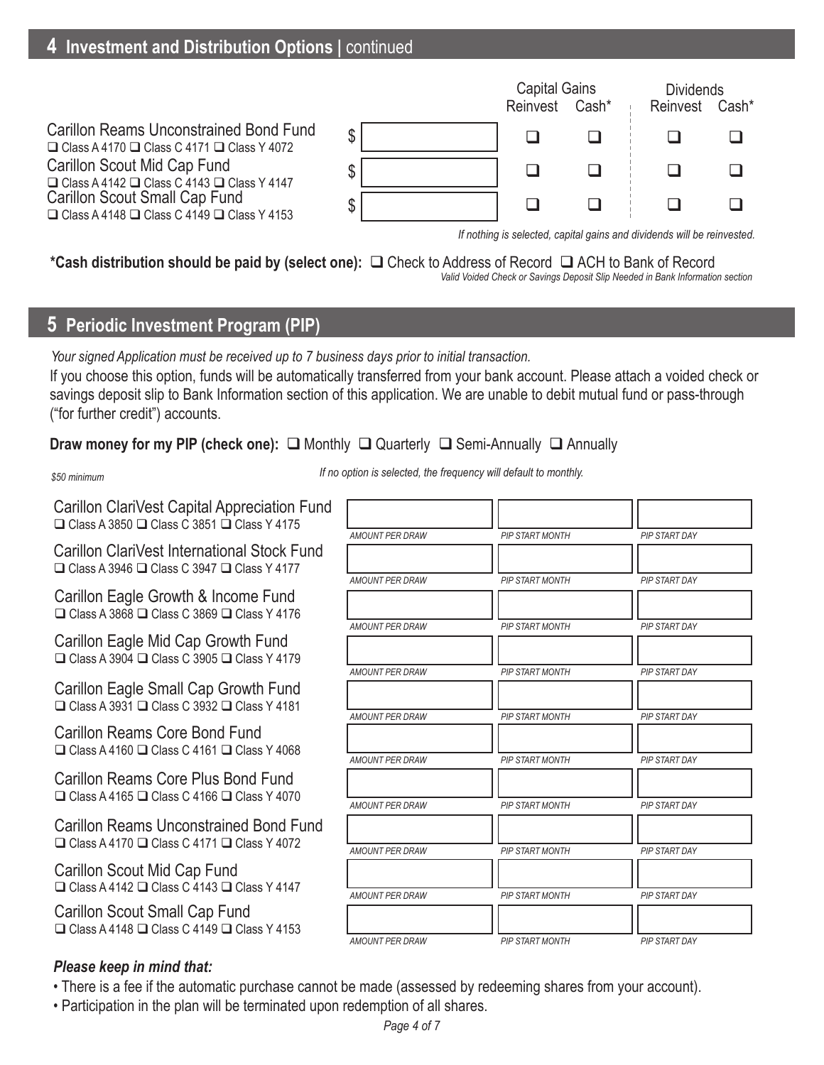## 4 Investment and Distribution Options | continued

| | | Capital Gains | | Dividends | |
|---|---|---|---|---|---|
| | | Reinvest | Cash* | Reinvest | Cash* |
| Carillon Reams Unconstrained Bond Fund<br>❑ Class A 4170 ❑ Class C 4171 ❑ Class Y 4072 | $ | ❑ | ❑ | ❑ | ❑ |
| Carillon Scout Mid Cap Fund<br>❑ Class A 4142 ❑ Class C 4143 ❑ Class Y 4147 | $ | ❑ | ❑ | ❑ | ❑ |
| Carillon Scout Small Cap Fund<br>❑ Class A 4148 ❑ Class C 4149 ❑ Class Y 4153 | $ | ❑ | ❑ | ❑ | ❑ |

*If nothing is selected, capital gains and dividends will be reinvested.*

**\*Cash distribution should be paid by (select one):** ❑ Check to Address of Record ❑ ACH to Bank of Record

*Valid Voided Check or Savings Deposit Slip Needed in Bank Information section*

## 5 Periodic Investment Program (PIP)

*Your signed Application must be received up to 7 business days prior to initial transaction.*

If you choose this option, funds will be automatically transferred from your bank account. Please attach a voided check or savings deposit slip to Bank Information section of this application. We are unable to debit mutual fund or pass-through ("for further credit") accounts.

**Draw money for my PIP (check one):** ❑ Monthly ❑ Quarterly ❑ Semi-Annually ❑ Annually

*$50 minimum*

*If no option is selected, the frequency will default to monthly.*

| Fund | AMOUNT PER DRAW | PIP START MONTH | PIP START DAY |
|---|---|---|---|
| Carillon ClariVest Capital Appreciation Fund<br>❑ Class A 3850 ❑ Class C 3851 ❑ Class Y 4175 | | | |
| Carillon ClariVest International Stock Fund<br>❑ Class A 3946 ❑ Class C 3947 ❑ Class Y 4177 | | | |
| Carillon Eagle Growth & Income Fund<br>❑ Class A 3868 ❑ Class C 3869 ❑ Class Y 4176 | | | |
| Carillon Eagle Mid Cap Growth Fund<br>❑ Class A 3904 ❑ Class C 3905 ❑ Class Y 4179 | | | |
| Carillon Eagle Small Cap Growth Fund<br>❑ Class A 3931 ❑ Class C 3932 ❑ Class Y 4181 | | | |
| Carillon Reams Core Bond Fund<br>❑ Class A 4160 ❑ Class C 4161 ❑ Class Y 4068 | | | |
| Carillon Reams Core Plus Bond Fund<br>❑ Class A 4165 ❑ Class C 4166 ❑ Class Y 4070 | | | |
| Carillon Reams Unconstrained Bond Fund<br>❑ Class A 4170 ❑ Class C 4171 ❑ Class Y 4072 | | | |
| Carillon Scout Mid Cap Fund<br>❑ Class A 4142 ❑ Class C 4143 ❑ Class Y 4147 | | | |
| Carillon Scout Small Cap Fund<br>❑ Class A 4148 ❑ Class C 4149 ❑ Class Y 4153 | | | |

***Please keep in mind that:***

- There is a fee if the automatic purchase cannot be made (assessed by redeeming shares from your account).
- Participation in the plan will be terminated upon redemption of all shares.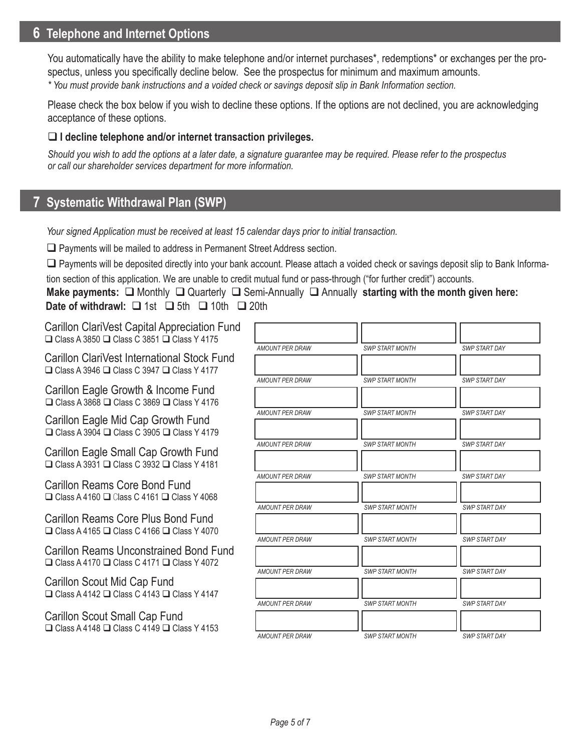## 6 Telephone and Internet Options

You automatically have the ability to make telephone and/or internet purchases*, redemptions* or exchanges per the prospectus, unless you specifically decline below. See the prospectus for minimum and maximum amounts.
*\* You must provide bank instructions and a voided check or savings deposit slip in Bank Information section.*

Please check the box below if you wish to decline these options. If the options are not declined, you are acknowledging acceptance of these options.

❑ **I decline telephone and/or internet transaction privileges.**

*Should you wish to add the options at a later date, a signature guarantee may be required. Please refer to the prospectus or call our shareholder services department for more information.*

## 7 Systematic Withdrawal Plan (SWP)

*Your signed Application must be received at least 15 calendar days prior to initial transaction.*

❑ Payments will be mailed to address in Permanent Street Address section.

❑ Payments will be deposited directly into your bank account. Please attach a voided check or savings deposit slip to Bank Information section of this application. We are unable to credit mutual fund or pass-through ("for further credit") accounts.

**Make payments:** ❑ Monthly ❑ Quarterly ❑ Semi-Annually ❑ Annually **starting with the month given here:**
**Date of withdrawl:** ❑ 1st ❑ 5th ❑ 10th ❑ 20th

| Fund | AMOUNT PER DRAW | SWP START MONTH | SWP START DAY |
|---|---|---|---|
| Carillon ClariVest Capital Appreciation Fund<br>❑ Class A 3850 ❑ Class C 3851 ❑ Class Y 4175 | | | |
| Carillon ClariVest International Stock Fund<br>❑ Class A 3946 ❑ Class C 3947 ❑ Class Y 4177 | | | |
| Carillon Eagle Growth & Income Fund<br>❑ Class A 3868 ❑ Class C 3869 ❑ Class Y 4176 | | | |
| Carillon Eagle Mid Cap Growth Fund<br>❑ Class A 3904 ❑ Class C 3905 ❑ Class Y 4179 | | | |
| Carillon Eagle Small Cap Growth Fund<br>❑ Class A 3931 ❑ Class C 3932 ❑ Class Y 4181 | | | |
| Carillon Reams Core Bond Fund<br>❑ Class A 4160 ❑ Class C 4161 ❑ Class Y 4068 | | | |
| Carillon Reams Core Plus Bond Fund<br>❑ Class A 4165 ❑ Class C 4166 ❑ Class Y 4070 | | | |
| Carillon Reams Unconstrained Bond Fund<br>❑ Class A 4170 ❑ Class C 4171 ❑ Class Y 4072 | | | |
| Carillon Scout Mid Cap Fund<br>❑ Class A 4142 ❑ Class C 4143 ❑ Class Y 4147 | | | |
| Carillon Scout Small Cap Fund<br>❑ Class A 4148 ❑ Class C 4149 ❑ Class Y 4153 | | | |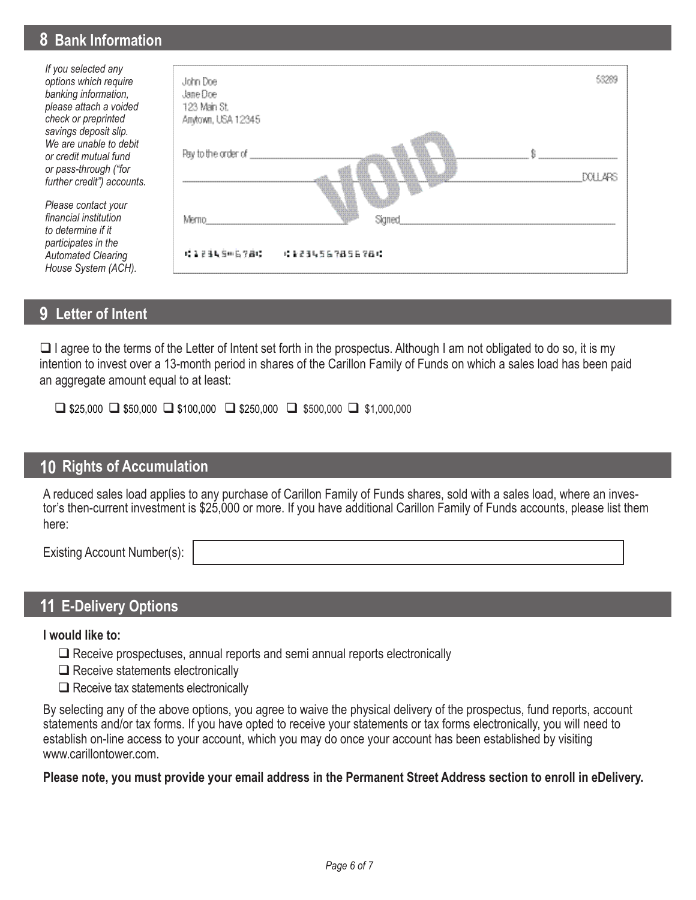## 8 Bank Information

*If you selected any options which require banking information, please attach a voided check or preprinted savings deposit slip. We are unable to debit or credit mutual fund or pass-through ("for further credit") accounts.*

*Please contact your financial institution to determine if it participates in the Automated Clearing House System (ACH).*

John Doe
Jane Doe
123 Main St.
Anytown, USA 12345

53289

Pay to the order of ______________________ $ ________

______________________ DOLLARS

VOID

Memo ______________ Signed ______________

⑆12345⑈678⑆ ⑆12345678⑈5678⑆

## 9 Letter of Intent

☐ I agree to the terms of the Letter of Intent set forth in the prospectus. Although I am not obligated to do so, it is my intention to invest over a 13-month period in shares of the Carillon Family of Funds on which a sales load has been paid an aggregate amount equal to at least:

☐ $25,000 ☐ $50,000 ☐ $100,000 ☐ $250,000 ☐ $500,000 ☐ $1,000,000

## 10 Rights of Accumulation

A reduced sales load applies to any purchase of Carillon Family of Funds shares, sold with a sales load, where an investor's then-current investment is $25,000 or more. If you have additional Carillon Family of Funds accounts, please list them here:

Existing Account Number(s): ______________________

## 11 E-Delivery Options

**I would like to:**

- ☐ Receive prospectuses, annual reports and semi annual reports electronically
- ☐ Receive statements electronically
- ☐ Receive tax statements electronically

By selecting any of the above options, you agree to waive the physical delivery of the prospectus, fund reports, account statements and/or tax forms. If you have opted to receive your statements or tax forms electronically, you will need to establish on-line access to your account, which you may do once your account has been established by visiting www.carillontower.com.

**Please note, you must provide your email address in the Permanent Street Address section to enroll in eDelivery.**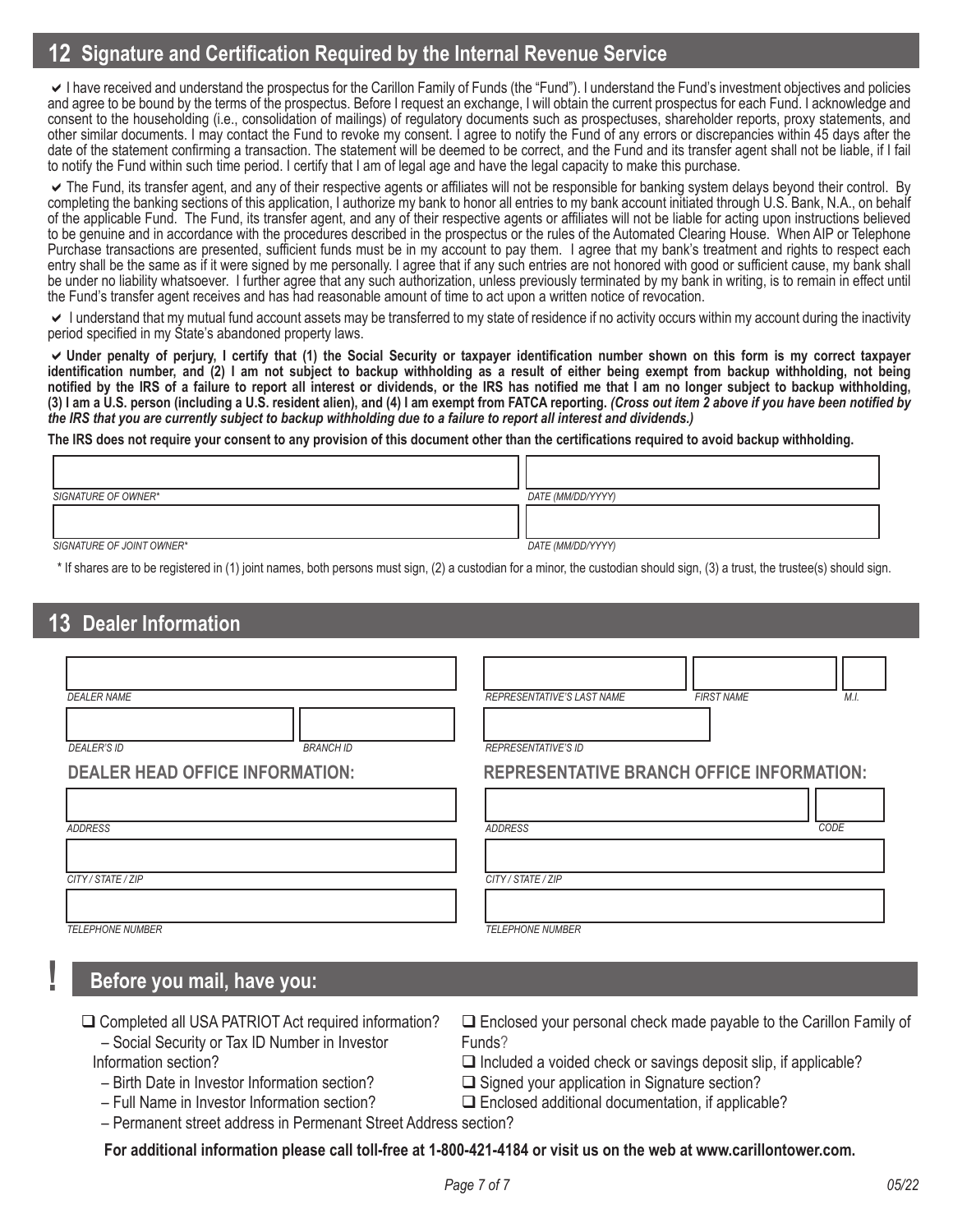## 12 Signature and Certification Required by the Internal Revenue Service

✔ I have received and understand the prospectus for the Carillon Family of Funds (the "Fund"). I understand the Fund's investment objectives and policies and agree to be bound by the terms of the prospectus. Before I request an exchange, I will obtain the current prospectus for each Fund. I acknowledge and consent to the householding (i.e., consolidation of mailings) of regulatory documents such as prospectuses, shareholder reports, proxy statements, and other similar documents. I may contact the Fund to revoke my consent. I agree to notify the Fund of any errors or discrepancies within 45 days after the date of the statement confirming a transaction. The statement will be deemed to be correct, and the Fund and its transfer agent shall not be liable, if I fail to notify the Fund within such time period. I certify that I am of legal age and have the legal capacity to make this purchase.

✔ The Fund, its transfer agent, and any of their respective agents or affiliates will not be responsible for banking system delays beyond their control. By completing the banking sections of this application, I authorize my bank to honor all entries to my bank account initiated through U.S. Bank, N.A., on behalf of the applicable Fund. The Fund, its transfer agent, and any of their respective agents or affiliates will not be liable for acting upon instructions believed to be genuine and in accordance with the procedures described in the prospectus or the rules of the Automated Clearing House. When AIP or Telephone Purchase transactions are presented, sufficient funds must be in my account to pay them. I agree that my bank's treatment and rights to respect each entry shall be the same as if it were signed by me personally. I agree that if any such entries are not honored with good or sufficient cause, my bank shall be under no liability whatsoever. I further agree that any such authorization, unless previously terminated by my bank in writing, is to remain in effect until the Fund's transfer agent receives and has had reasonable amount of time to act upon a written notice of revocation.

✔ I understand that my mutual fund account assets may be transferred to my state of residence if no activity occurs within my account during the inactivity period specified in my State's abandoned property laws.

✔ **Under penalty of perjury, I certify that (1) the Social Security or taxpayer identification number shown on this form is my correct taxpayer identification number, and (2) I am not subject to backup withholding as a result of either being exempt from backup withholding, not being notified by the IRS of a failure to report all interest or dividends, or the IRS has notified me that I am no longer subject to backup withholding, (3) I am a U.S. person (including a U.S. resident alien), and (4) I am exempt from FATCA reporting.** ***(Cross out item 2 above if you have been notified by the IRS that you are currently subject to backup withholding due to a failure to report all interest and dividends.)***

**The IRS does not require your consent to any provision of this document other than the certifications required to avoid backup withholding.**

| | |
|---|---|
| *SIGNATURE OF OWNER\** | *DATE (MM/DD/YYYY)* |
| *SIGNATURE OF JOINT OWNER\** | *DATE (MM/DD/YYYY)* |

\* If shares are to be registered in (1) joint names, both persons must sign, (2) a custodian for a minor, the custodian should sign, (3) a trust, the trustee(s) should sign.

## 13 Dealer Information

*DEALER NAME*

*DEALER'S ID* | *BRANCH ID*

*REPRESENTATIVE'S LAST NAME* | *FIRST NAME* | *M.I.*

*REPRESENTATIVE'S ID*

**DEALER HEAD OFFICE INFORMATION:**

*ADDRESS*

*CITY / STATE / ZIP*

*TELEPHONE NUMBER*

**REPRESENTATIVE BRANCH OFFICE INFORMATION:**

*ADDRESS* | *CODE*

*CITY / STATE / ZIP*

*TELEPHONE NUMBER*

## ! Before you mail, have you:

- ☐ Completed all USA PATRIOT Act required information?
  - Social Security or Tax ID Number in Investor Information section?
  - Birth Date in Investor Information section?
  - Full Name in Investor Information section?
  - Permanent street address in Permenant Street Address section?
- ☐ Enclosed your personal check made payable to the Carillon Family of Funds?
- ☐ Included a voided check or savings deposit slip, if applicable?
- ☐ Signed your application in Signature section?
- ☐ Enclosed additional documentation, if applicable?

**For additional information please call toll-free at 1-800-421-4184 or visit us on the web at www.carillontower.com.**

05/22